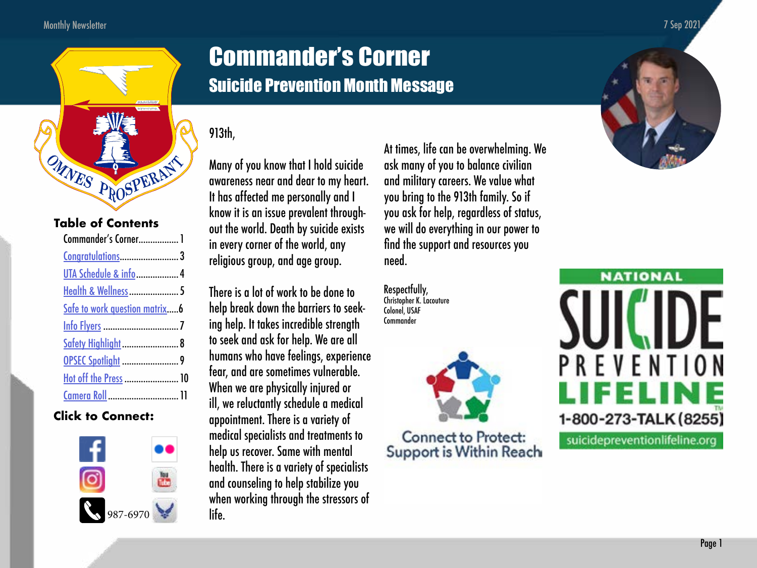# Commander's Corner

## Suicide Prevention Month Message

913th,

Many of you know that I hold suicide awareness near and dear to my heart. It has affected me personally and I know it is an issue prevalent throughout the world. Death by suicide exists in every corner of the world, any religious group, and age group.

There is a lot of work to be done to help break down the barriers to seeking help. It takes incredible strength to seek and ask for help. We are all humans who have feelings, experience fear, and are sometimes vulnerable. When we are physically injured or ill, we reluctantly schedule a medical appointment. There is a variety of medical specialists and treatments to help us recover. Same with mental health. There is a variety of specialists and counseling to help stabilize you when working through the stressors of life.

At times, life can be overwhelming. We ask many of you to balance civilian and military careers. We value what you bring to the 913th family. So if you ask for help, regardless of status, we will do everything in our power to find the support and resources you need.

Respectfully,
Christopher K. Lacoutre
Colonel, USAF
Commander

Connect to Protect: Support is Within Reach

NATIONAL SUICIDE PREVENTION LIFELINE
1-800-273-TALK (8255)
suicidepreventionlifeline.org

### Table of Contents

- Commander's Corner..........1
- Congratulations..........3
- UTA Schedule & info..........4
- Health & Wellness..........5
- Safe to work question matrix.....6
- Info Flyers..........7
- Safety Highlight..........8
- OPSEC Spotlight..........9
- Hot off the Press..........10
- Camera Roll..........11

### Click to Connect:

987-6970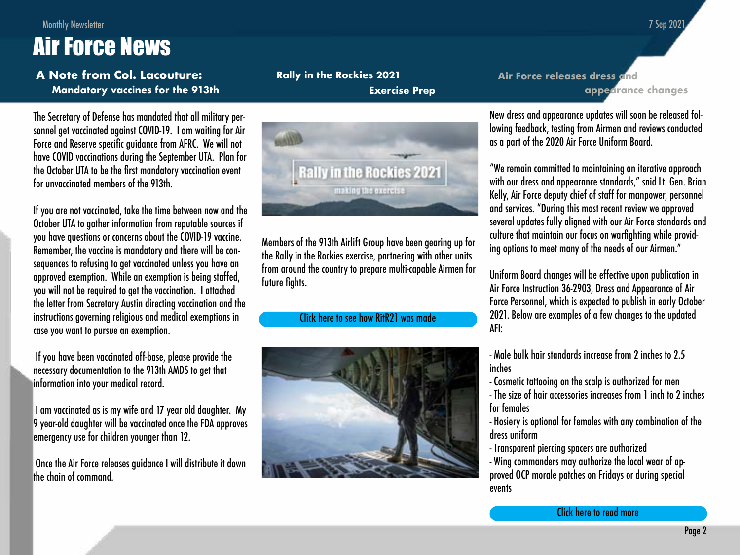# Air Force News

## A Note from Col. Lacouture: Mandatory vaccines for the 913th

The Secretary of Defense has mandated that all military personnel get vaccinated against COVID-19. I am waiting for Air Force and Reserve specific guidance from AFRC. We will not have COVID vaccinations during the September UTA. Plan for the October UTA to be the first mandatory vaccination event for unvaccinated members of the 913th.

If you are not vaccinated, take the time between now and the October UTA to gather information from reputable sources if you have questions or concerns about the COVID-19 vaccine. Remember, the vaccine is mandatory and there will be consequences to refusing to get vaccinated unless you have an approved exemption. While an exemption is being staffed, you will not be required to get the vaccination. I attached the letter from Secretary Austin directing vaccination and the instructions governing religious and medical exemptions in case you want to pursue an exemption.

If you have been vaccinated off-base, please provide the necessary documentation to the 913th AMDS to get that information into your medical record.

I am vaccinated as is my wife and 17 year old daughter. My 9 year-old daughter will be vaccinated once the FDA approves emergency use for children younger than 12.

Once the Air Force releases guidance I will distribute it down the chain of command.

## Rally in the Rockies 2021 Exercise Prep

Members of the 913th Airlift Group have been gearing up for the Rally in the Rockies exercise, partnering with other units from around the country to prepare multi-capable Airmen for future fights.

Click here to see how RitR21 was made

## Air Force releases dress and appearance changes

New dress and appearance updates will soon be released following feedback, testing from Airmen and reviews conducted as a part of the 2020 Air Force Uniform Board.

"We remain committed to maintaining an iterative approach with our dress and appearance standards," said Lt. Gen. Brian Kelly, Air Force deputy chief of staff for manpower, personnel and services. "During this most recent review we approved several updates fully aligned with our Air Force standards and culture that maintain our focus on warfighting while providing options to meet many of the needs of our Airmen."

Uniform Board changes will be effective upon publication in Air Force Instruction 36-2903, Dress and Appearance of Air Force Personnel, which is expected to publish in early October 2021. Below are examples of a few changes to the updated AFI:

- Male bulk hair standards increase from 2 inches to 2.5 inches
- Cosmetic tattooing on the scalp is authorized for men
- The size of hair accessories increases from 1 inch to 2 inches for females
- Hosiery is optional for females with any combination of the dress uniform
- Transparent piercing spacers are authorized
- Wing commanders may authorize the local wear of approved OCP morale patches on Fridays or during special events

Click here to read more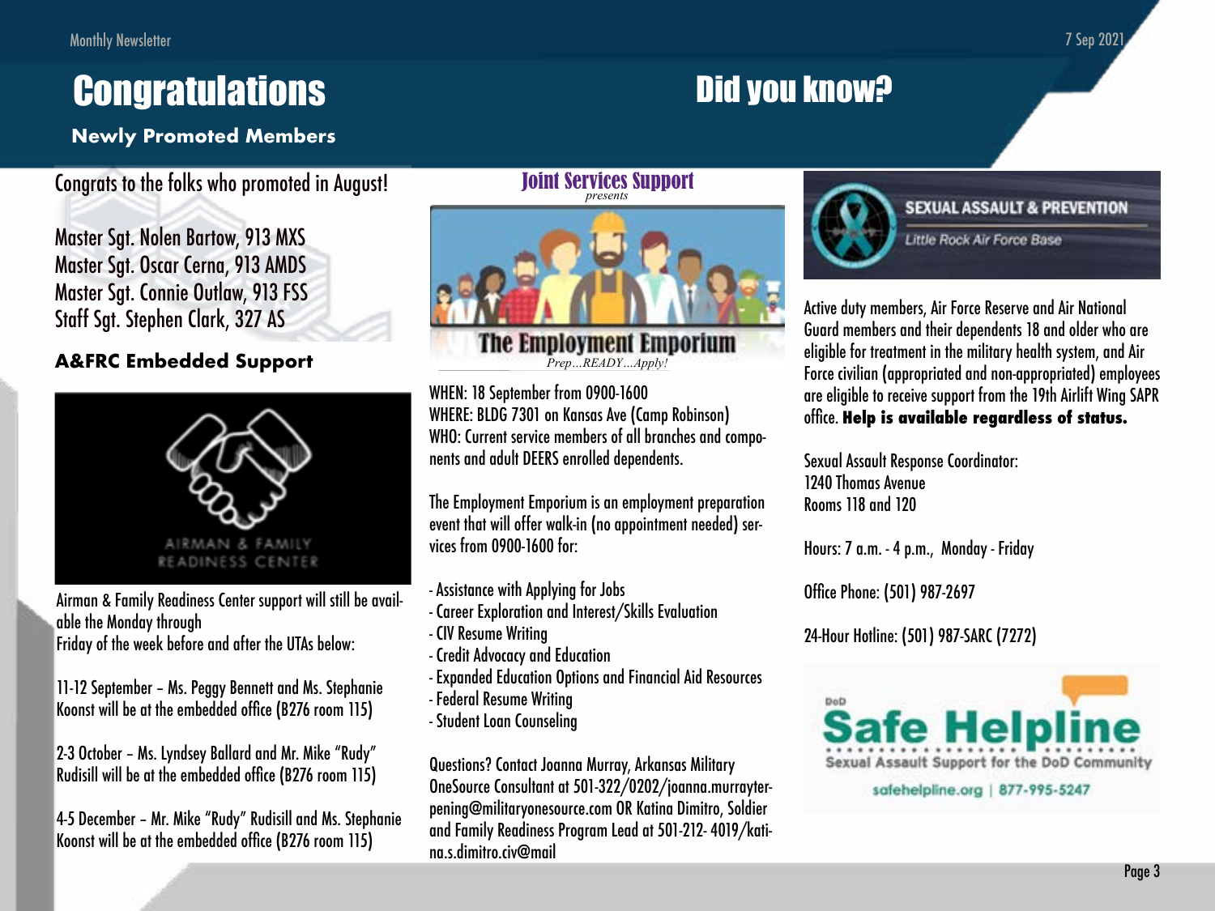# Congratulations

## Newly Promoted Members

Congrats to the folks who promoted in August!

Master Sgt. Nolen Bartow, 913 MXS
Master Sgt. Oscar Cerna, 913 AMDS
Master Sgt. Connie Outlaw, 913 FSS
Staff Sgt. Stephen Clark, 327 AS

## A&FRC Embedded Support

AIRMAN & FAMILY READINESS CENTER

Airman & Family Readiness Center support will still be available the Monday through Friday of the week before and after the UTAs below:

11-12 September – Ms. Peggy Bennett and Ms. Stephanie Koonst will be at the embedded office (B276 room 115)

2-3 October – Ms. Lyndsey Ballard and Mr. Mike "Rudy" Rudisill will be at the embedded office (B276 room 115)

4-5 December – Mr. Mike "Rudy" Rudisill and Ms. Stephanie Koonst will be at the embedded office (B276 room 115)

# Did you know?

## Joint Services Support

*presents*

## The Employment Emporium

*Prep…READY…Apply!*

WHEN: 18 September from 0900-1600
WHERE: BLDG 7301 on Kansas Ave (Camp Robinson)
WHO: Current service members of all branches and components and adult DEERS enrolled dependents.

The Employment Emporium is an employment preparation event that will offer walk-in (no appointment needed) services from 0900-1600 for:

- Assistance with Applying for Jobs
- Career Exploration and Interest/Skills Evaluation
- CIV Resume Writing
- Credit Advocacy and Education
- Expanded Education Options and Financial Aid Resources
- Federal Resume Writing
- Student Loan Counseling

Questions? Contact Joanna Murray, Arkansas Military OneSource Consultant at 501-322/0202/joanna.murrayterpening@militaryonesource.com OR Katina Dimitro, Soldier and Family Readiness Program Lead at 501-212- 4019/katina.s.dimitro.civ@mail

## SEXUAL ASSAULT & PREVENTION

*Little Rock Air Force Base*

Active duty members, Air Force Reserve and Air National Guard members and their dependents 18 and older who are eligible for treatment in the military health system, and Air Force civilian (appropriated and non-appropriated) employees are eligible to receive support from the 19th Airlift Wing SAPR office. **Help is available regardless of status.**

Sexual Assault Response Coordinator:
1240 Thomas Avenue
Rooms 118 and 120

Hours: 7 a.m. - 4 p.m., Monday - Friday

Office Phone: (501) 987-2697

24-Hour Hotline: (501) 987-SARC (7272)

DoD **Safe Helpline**
Sexual Assault Support for the DoD Community
safehelpline.org | 877-995-5247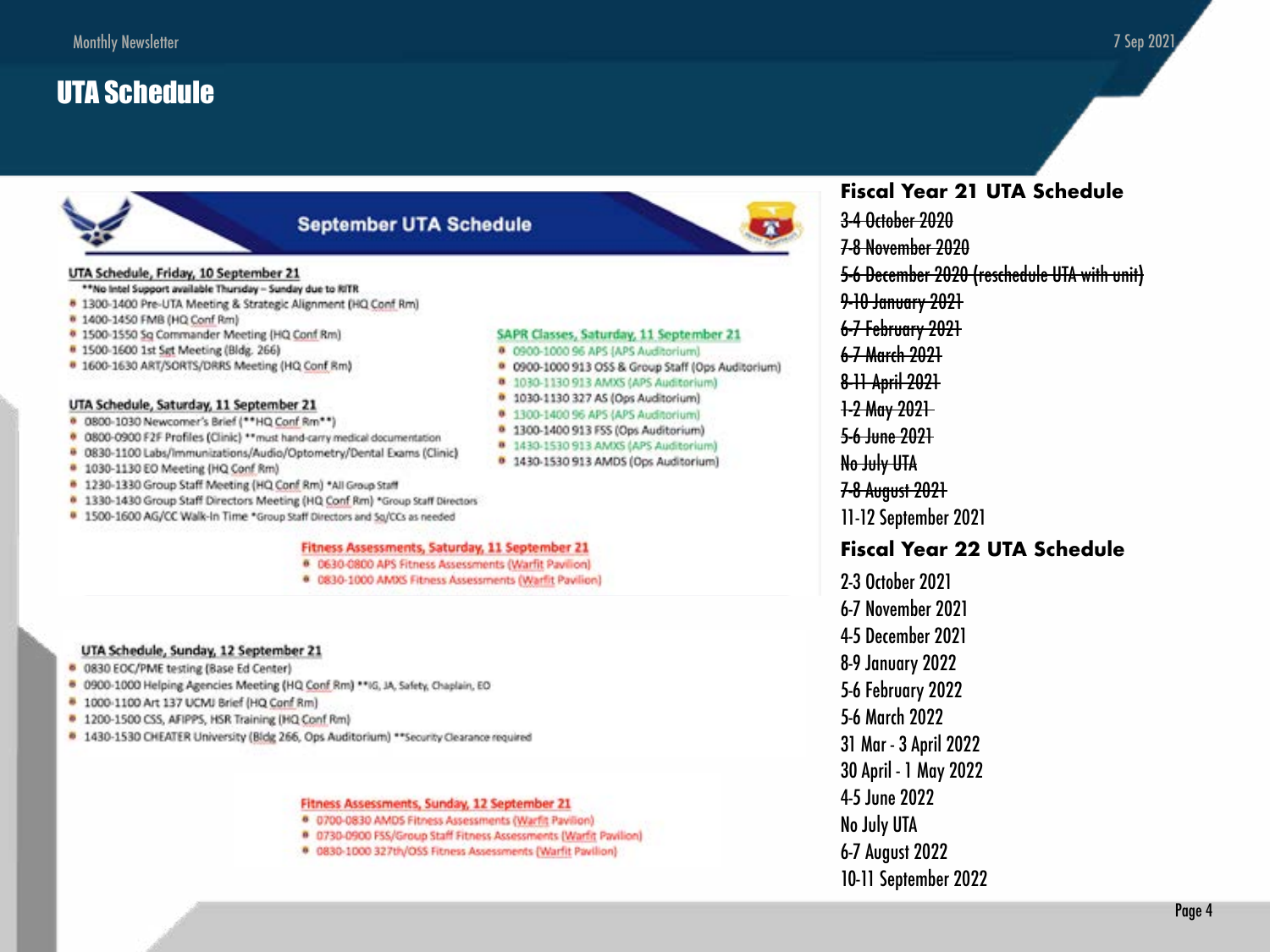# UTA Schedule

## September UTA Schedule

**UTA Schedule, Friday, 10 September 21**

**No Intel Support available Thursday – Sunday due to RITR

- 1300-1400 Pre-UTA Meeting & Strategic Alignment (HQ Conf Rm)
- 1400-1450 FMB (HQ Conf Rm)
- 1500-1550 Sq Commander Meeting (HQ Conf Rm)
- 1500-1600 1st Sgt Meeting (Bldg. 266)
- 1600-1630 ART/SORTS/DRRS Meeting (HQ Conf Rm)

**UTA Schedule, Saturday, 11 September 21**

- 0800-1030 Newcomer's Brief (**HQ Conf Rm**)
- 0800-0900 F2F Profiles (Clinic) **must hand-carry medical documentation
- 0830-1100 Labs/Immunizations/Audio/Optometry/Dental Exams (Clinic)
- 1030-1130 EO Meeting (HQ Conf Rm)
- 1230-1330 Group Staff Meeting (HQ Conf Rm) *All Group Staff
- 1330-1430 Group Staff Directors Meeting (HQ Conf Rm) *Group Staff Directors
- 1500-1600 AG/CC Walk-In Time *Group Staff Directors and Sq/CCs as needed

**SAPR Classes, Saturday, 11 September 21**

- 0900-1000 96 APS (APS Auditorium)
- 0900-1000 913 OSS & Group Staff (Ops Auditorium)
- 1030-1130 913 AMXS (APS Auditorium)
- 1030-1130 327 AS (Ops Auditorium)
- 1300-1400 96 APS (APS Auditorium)
- 1300-1400 913 FSS (Ops Auditorium)
- 1430-1530 913 AMXS (APS Auditorium)
- 1430-1530 913 AMDS (Ops Auditorium)

**Fitness Assessments, Saturday, 11 September 21**

- 0630-0800 APS Fitness Assessments (Warfit Pavilion)
- 0830-1000 AMXS Fitness Assessments (Warfit Pavilion)

**UTA Schedule, Sunday, 12 September 21**

- 0830 EOC/PME testing (Base Ed Center)
- 0900-1000 Helping Agencies Meeting (HQ Conf Rm) **IG, JA, Safety, Chaplain, EO
- 1000-1100 Art 137 UCMJ Brief (HQ Conf Rm)
- 1200-1500 CSS, AFIPPS, HSR Training (HQ Conf Rm)
- 1430-1530 CHEATER University (Bldg 266, Ops Auditorium) **Security Clearance required

**Fitness Assessments, Sunday, 12 September 21**

- 0700-0830 AMDS Fitness Assessments (Warfit Pavilion)
- 0730-0900 FSS/Group Staff Fitness Assessments (Warfit Pavilion)
- 0830-1000 327th/OSS Fitness Assessments (Warfit Pavilion)

## Fiscal Year 21 UTA Schedule

~~3-4 October 2020~~
~~7-8 November 2020~~
~~5-6 December 2020 (reschedule UTA with unit)~~
~~9-10 January 2021~~
~~6-7 February 2021~~
~~6-7 March 2021~~
~~8-11 April 2021~~
~~1-2 May 2021~~
~~5-6 June 2021~~
~~No July UTA~~
~~7-8 August 2021~~
11-12 September 2021

## Fiscal Year 22 UTA Schedule

2-3 October 2021
6-7 November 2021
4-5 December 2021
8-9 January 2022
5-6 February 2022
5-6 March 2022
31 Mar - 3 April 2022
30 April - 1 May 2022
4-5 June 2022
No July UTA
6-7 August 2022
10-11 September 2022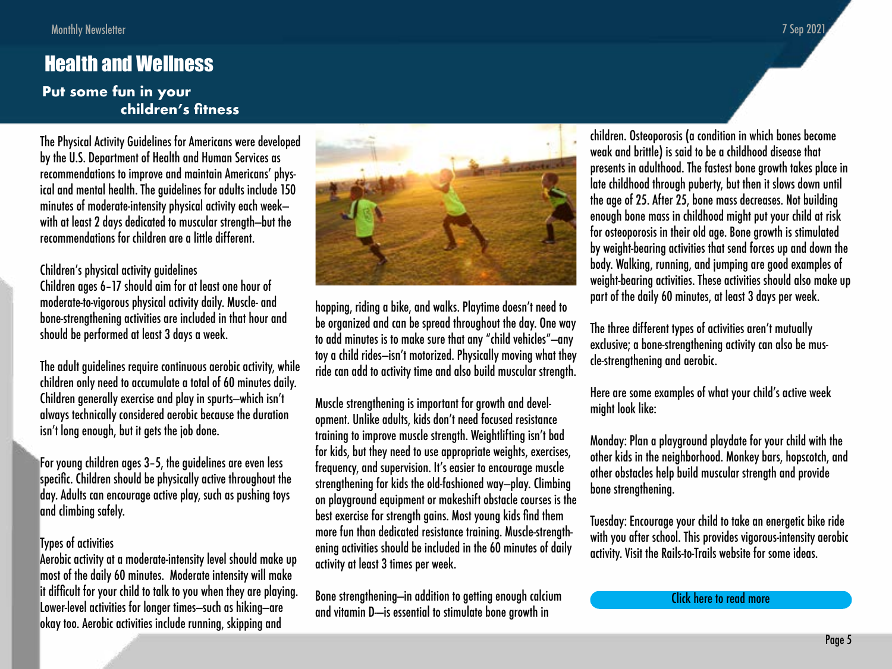# Health and Wellness

## Put some fun in your children's fitness

The Physical Activity Guidelines for Americans were developed by the U.S. Department of Health and Human Services as recommendations to improve and maintain Americans' physical and mental health. The guidelines for adults include 150 minutes of moderate-intensity physical activity each week—with at least 2 days dedicated to muscular strength—but the recommendations for children are a little different.

### Children's physical activity guidelines

Children ages 6–17 should aim for at least one hour of moderate-to-vigorous physical activity daily. Muscle- and bone-strengthening activities are included in that hour and should be performed at least 3 days a week.

The adult guidelines require continuous aerobic activity, while children only need to accumulate a total of 60 minutes daily. Children generally exercise and play in spurts—which isn't always technically considered aerobic because the duration isn't long enough, but it gets the job done.

For young children ages 3–5, the guidelines are even less specific. Children should be physically active throughout the day. Adults can encourage active play, such as pushing toys and climbing safely.

### Types of activities

Aerobic activity at a moderate-intensity level should make up most of the daily 60 minutes. Moderate intensity will make it difficult for your child to talk to you when they are playing. Lower-level activities for longer times—such as hiking—are okay too. Aerobic activities include running, skipping and hopping, riding a bike, and walks. Playtime doesn't need to be organized and can be spread throughout the day. One way to add minutes is to make sure that any "child vehicles"—any toy a child rides—isn't motorized. Physically moving what they ride can add to activity time and also build muscular strength.

Muscle strengthening is important for growth and development. Unlike adults, kids don't need focused resistance training to improve muscle strength. Weightlifting isn't bad for kids, but they need to use appropriate weights, exercises, frequency, and supervision. It's easier to encourage muscle strengthening for kids the old-fashioned way—play. Climbing on playground equipment or makeshift obstacle courses is the best exercise for strength gains. Most young kids find them more fun than dedicated resistance training. Muscle-strengthening activities should be included in the 60 minutes of daily activity at least 3 times per week.

Bone strengthening—in addition to getting enough calcium and vitamin D—is essential to stimulate bone growth in children. Osteoporosis (a condition in which bones become weak and brittle) is said to be a childhood disease that presents in adulthood. The fastest bone growth takes place in late childhood through puberty, but then it slows down until the age of 25. After 25, bone mass decreases. Not building enough bone mass in childhood might put your child at risk for osteoporosis in their old age. Bone growth is stimulated by weight-bearing activities that send forces up and down the body. Walking, running, and jumping are good examples of weight-bearing activities. These activities should also make up part of the daily 60 minutes, at least 3 days per week.

The three different types of activities aren't mutually exclusive; a bone-strengthening activity can also be muscle-strengthening and aerobic.

Here are some examples of what your child's active week might look like:

Monday: Plan a playground playdate for your child with the other kids in the neighborhood. Monkey bars, hopscotch, and other obstacles help build muscular strength and provide bone strengthening.

Tuesday: Encourage your child to take an energetic bike ride with you after school. This provides vigorous-intensity aerobic activity. Visit the Rails-to-Trails website for some ideas.

Click here to read more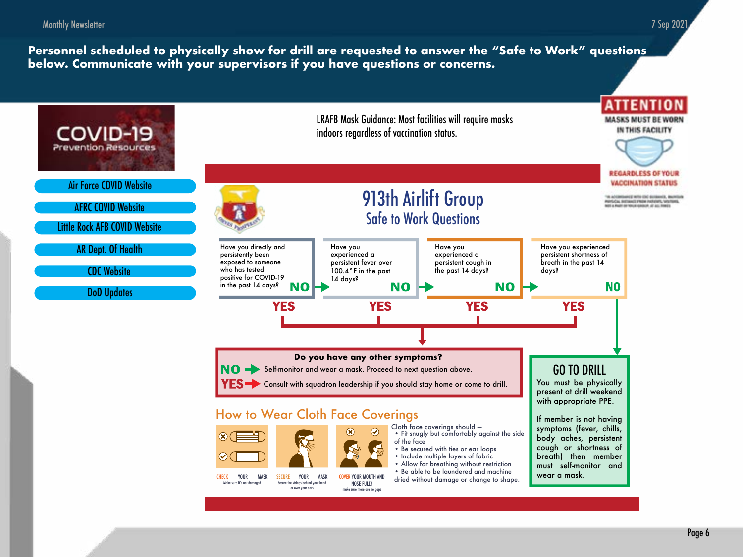**Personnel scheduled to physically show for drill are requested to answer the "Safe to Work" questions below. Communicate with your supervisors if you have questions or concerns.**

## COVID-19 Prevention Resources

- Air Force COVID Website
- AFRC COVID Website
- Little Rock AFB COVID Website
- AR Dept. Of Health
- CDC Website
- DoD Updates

LRAFB Mask Guidance: Most facilities will require masks indoors regardless of vaccination status.

**ATTENTION**

MASKS MUST BE WORN IN THIS FACILITY

REGARDLESS OF YOUR VACCINATION STATUS

## 913th Airlift Group

### Safe to Work Questions

1. Have you directly and persistently been exposed to someone who has tested positive for COVID-19 in the past 14 days? **NO** → next question / **YES**
2. Have you experienced a persistent fever over 100.4°F in the past 14 days? **NO** → next question / **YES**
3. Have you experienced a persistent cough in the past 14 days? **NO** → next question / **YES**
4. Have you experienced persistent shortness of breath in the past 14 days? **NO** → GO TO DRILL / **YES**

If **YES** to any question:

**Do you have any other symptoms?**

- **NO** → Self-monitor and wear a mask. Proceed to next question above.
- **YES** → Consult with squadron leadership if you should stay home or come to drill.

**GO TO DRILL**

You must be physically present at drill weekend with appropriate PPE.

If member is not having symptoms (fever, chills, body aches, persistent cough or shortness of breath) then member must self-monitor and wear a mask.

## How to Wear Cloth Face Coverings

- CHECK YOUR MASK – Make sure it's not damaged
- SECURE YOUR MASK – Secure the strings behind your head or over your ears
- COVER YOUR MOUTH AND NOSE FULLY – make sure there are no gaps

Cloth face coverings should –

- Fit snugly but comfortably against the side of the face
- Be secured with ties or ear loops
- Include multiple layers of fabric
- Allow for breathing without restriction
- Be able to be laundered and machine dried without damage or change to shape.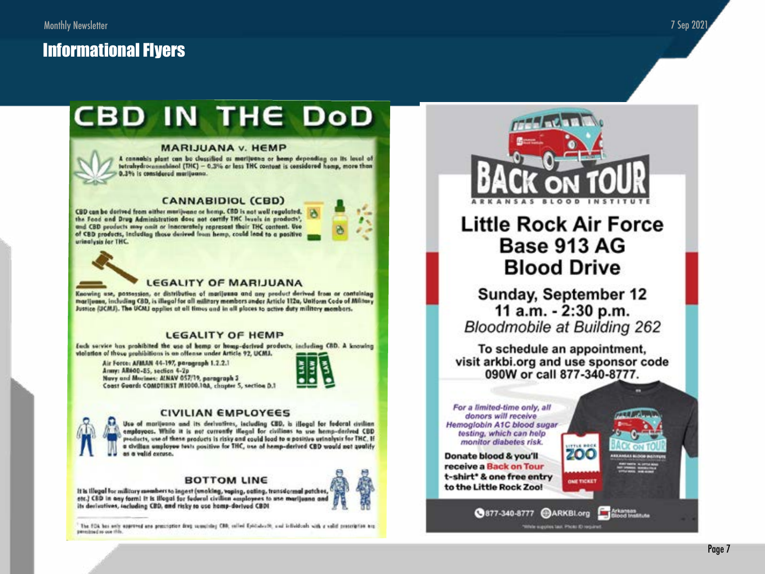# Informational Flyers

## CBD IN THE DoD

### MARIJUANA v. HEMP

A cannabis plant can be classified as marijuana or hemp depending on its level of tetrahydrocannabinol (THC) – 0.3% or less THC content is considered hemp, more than 0.3% is considered marijuana.

### CANNABIDIOL (CBD)

CBD can be derived from either marijuana or hemp. CBD is not well regulated. the Food and Drug Administration does not certify THC levels in products[1], and CBD products may omit or inaccurately represent their THC content. Use of CBD products, including those derived from hemp, could lead to a positive urinalysis for THC.

### LEGALITY OF MARIJUANA

Knowing use, possession, or distribution of marijuana and any product derived from or containing marijuana, including CBD, is illegal for all military members under Article 112a, Uniform Code of Military Justice (UCMJ). The UCMJ applies at all times and in all places to active duty military members.

### LEGALITY OF HEMP

Each service has prohibited the use of hemp or hemp-derived products, including CBD. A knowing violation of those prohibitions is an offense under Article 92, UCMJ.

- Air Force: AFMAN 44-197, paragraph 1.2.2.1
- Army: AR600-85, section 4-2p
- Navy and Marines: ALNAV 057/19, paragraph 3
- Coast Guard: COMDTINST M1000.10A, chapter 5, section D.1

### CIVILIAN EMPLOYEES

Use of marijuana and its derivatives, including CBD, is illegal for federal civilian employees. While it is not currently illegal for civilians to use hemp-derived CBD products, use of these products is risky and could lead to a positive urinalysis for THC. If a civilian employee tests positive for THC, use of hemp-derived CBD would not qualify as a valid excuse.

### BOTTOM LINE

It is illegal for military members to ingest (smoking, vaping, eating, transdermal patches, etc.) CBD in any form! It is illegal for federal civilian employees to use marijuana and its derivatives, including CBD, and risky to use hemp-derived CBD!

[1] The FDA has only approved one prescription drug containing CBD, called Epidiolex®, and individuals with a valid prescription are permitted to use this.

---

## BACK ON TOUR

ARKANSAS BLOOD INSTITUTE

### Little Rock Air Force Base 913 AG Blood Drive

**Sunday, September 12**
**11 a.m. - 2:30 p.m.**
*Bloodmobile at Building 262*

To schedule an appointment, visit arkbi.org and use sponsor code 090W or call 877-340-8777.

*For a limited-time only, all donors will receive Hemoglobin A1C blood sugar testing, which can help monitor diabetes risk.*

**Donate blood & you'll receive a Back on Tour t-shirt* & one free entry to the Little Rock Zoo!**

877-340-8777 | ARKBI.org | Arkansas Blood Institute

*While supplies last. Photo ID required.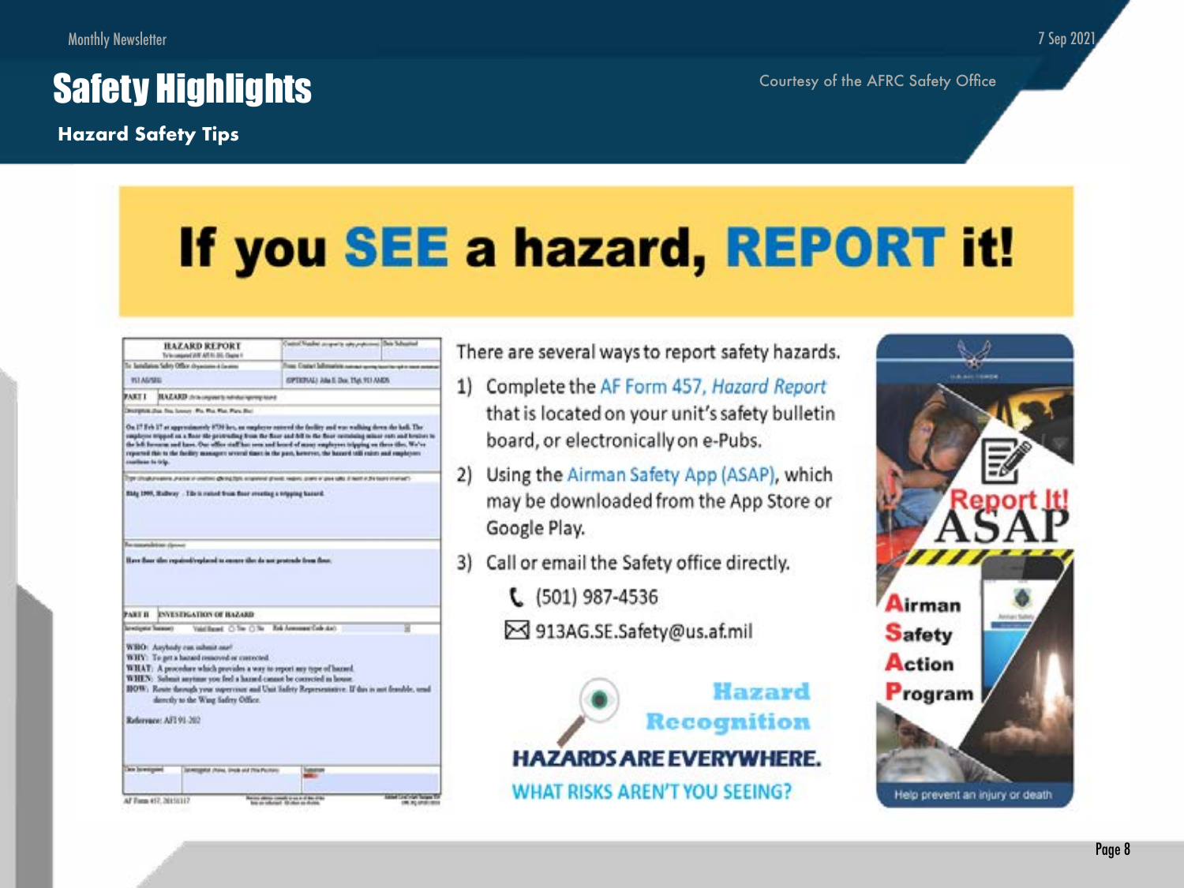# Safety Highlights

**Hazard Safety Tips**

Courtesy of the AFRC Safety Office

## If you SEE a hazard, REPORT it!

There are several ways to report safety hazards.

1) Complete the AF Form 457, *Hazard Report* that is located on your unit's safety bulletin board, or electronically on e-Pubs.
2) Using the Airman Safety App (ASAP), which may be downloaded from the App Store or Google Play.
3) Call or email the Safety office directly.

   (501) 987-4536

   913AG.SE.Safety@us.af.mil

**Hazard Recognition**

**HAZARDS ARE EVERYWHERE.**

**WHAT RISKS AREN'T YOU SEEING?**

**Report It! ASAP**

**Airman Safety Action Program**

Help prevent an injury or death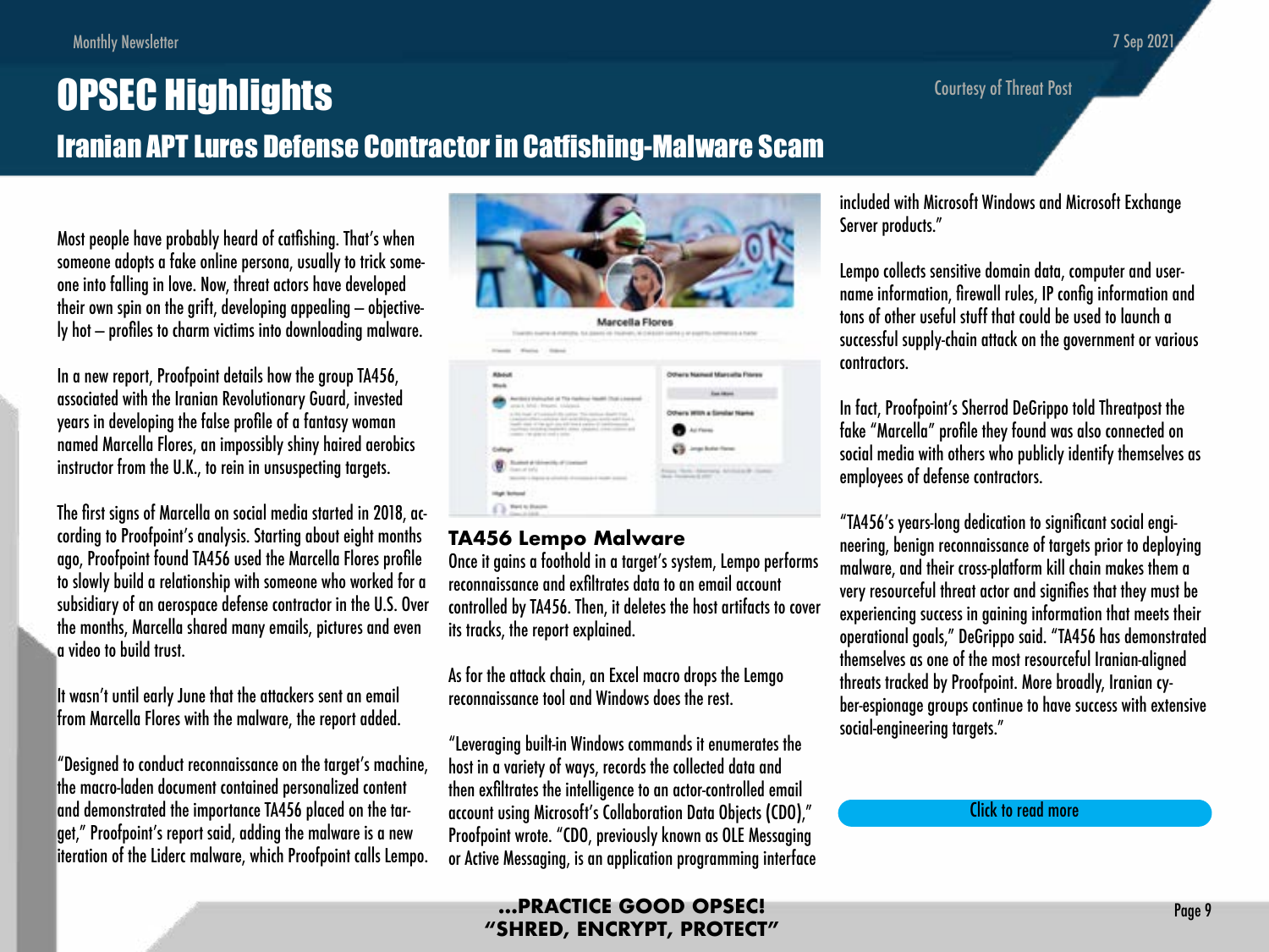# OPSEC Highlights

Courtesy of Threat Post

## Iranian APT Lures Defense Contractor in Catfishing-Malware Scam

Most people have probably heard of catfishing. That's when someone adopts a fake online persona, usually to trick someone into falling in love. Now, threat actors have developed their own spin on the grift, developing appealing – objectively hot – profiles to charm victims into downloading malware.

In a new report, Proofpoint details how the group TA456, associated with the Iranian Revolutionary Guard, invested years in developing the false profile of a fantasy woman named Marcella Flores, an impossibly shiny haired aerobics instructor from the U.K., to rein in unsuspecting targets.

The first signs of Marcella on social media started in 2018, according to Proofpoint's analysis. Starting about eight months ago, Proofpoint found TA456 used the Marcella Flores profile to slowly build a relationship with someone who worked for a subsidiary of an aerospace defense contractor in the U.S. Over the months, Marcella shared many emails, pictures and even a video to build trust.

It wasn't until early June that the attackers sent an email from Marcella Flores with the malware, the report added.

"Designed to conduct reconnaissance on the target's machine, the macro-laden document contained personalized content and demonstrated the importance TA456 placed on the target," Proofpoint's report said, adding the malware is a new iteration of the Liderc malware, which Proofpoint calls Lempo.

### TA456 Lempo Malware

Once it gains a foothold in a target's system, Lempo performs reconnaissance and exfiltrates data to an email account controlled by TA456. Then, it deletes the host artifacts to cover its tracks, the report explained.

As for the attack chain, an Excel macro drops the Lemgo reconnaissance tool and Windows does the rest.

"Leveraging built-in Windows commands it enumerates the host in a variety of ways, records the collected data and then exfiltrates the intelligence to an actor-controlled email account using Microsoft's Collaboration Data Objects (CDO)," Proofpoint wrote. "CDO, previously known as OLE Messaging or Active Messaging, is an application programming interface included with Microsoft Windows and Microsoft Exchange Server products."

Lempo collects sensitive domain data, computer and username information, firewall rules, IP config information and tons of other useful stuff that could be used to launch a successful supply-chain attack on the government or various contractors.

In fact, Proofpoint's Sherrod DeGrippo told Threatpost the fake "Marcella" profile they found was also connected on social media with others who publicly identify themselves as employees of defense contractors.

"TA456's years-long dedication to significant social engineering, benign reconnaissance of targets prior to deploying malware, and their cross-platform kill chain makes them a very resourceful threat actor and signifies that they must be experiencing success in gaining information that meets their operational goals," DeGrippo said. "TA456 has demonstrated themselves as one of the most resourceful Iranian-aligned threats tracked by Proofpoint. More broadly, Iranian cyber-espionage groups continue to have success with extensive social-engineering targets."

Click to read more

**...PRACTICE GOOD OPSEC!**
**"SHRED, ENCRYPT, PROTECT"**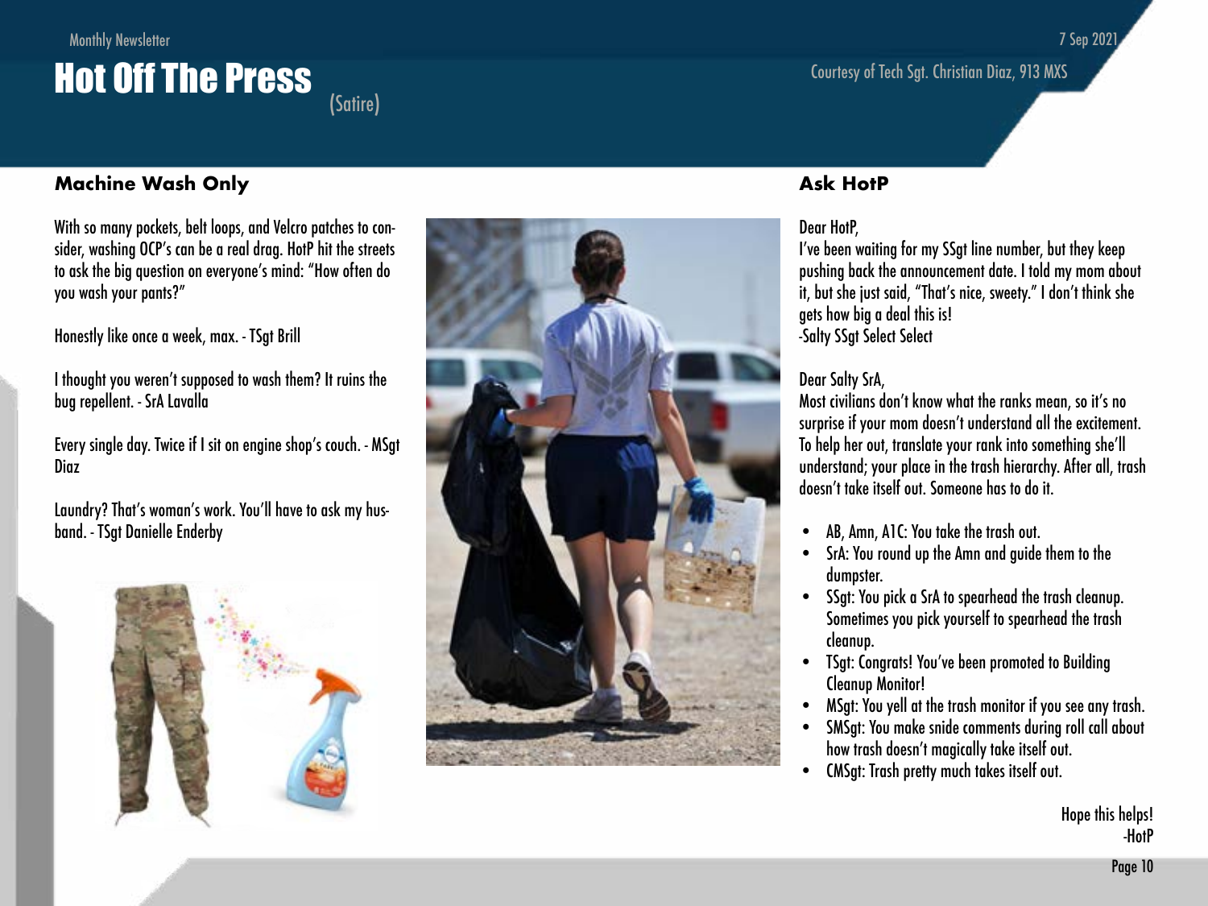Monthly Newsletter

# Hot Off The Press

(Satire)

7 Sep 2021

Courtesy of Tech Sgt. Christian Diaz, 913 MXS

## Machine Wash Only

With so many pockets, belt loops, and Velcro patches to consider, washing OCP's can be a real drag. HotP hit the streets to ask the big question on everyone's mind: "How often do you wash your pants?"

Honestly like once a week, max. - TSgt Brill

I thought you weren't supposed to wash them? It ruins the bug repellent. - SrA Lavalla

Every single day. Twice if I sit on engine shop's couch. - MSgt Diaz

Laundry? That's woman's work. You'll have to ask my husband. - TSgt Danielle Enderby

## Ask HotP

Dear HotP,
I've been waiting for my SSgt line number, but they keep pushing back the announcement date. I told my mom about it, but she just said, "That's nice, sweety." I don't think she gets how big a deal this is!
-Salty SSgt Select Select

Dear Salty SrA,
Most civilians don't know what the ranks mean, so it's no surprise if your mom doesn't understand all the excitement. To help her out, translate your rank into something she'll understand; your place in the trash hierarchy. After all, trash doesn't take itself out. Someone has to do it.

- AB, Amn, A1C: You take the trash out.
- SrA: You round up the Amn and guide them to the dumpster.
- SSgt: You pick a SrA to spearhead the trash cleanup. Sometimes you pick yourself to spearhead the trash cleanup.
- TSgt: Congrats! You've been promoted to Building Cleanup Monitor!
- MSgt: You yell at the trash monitor if you see any trash.
- SMSgt: You make snide comments during roll call about how trash doesn't magically take itself out.
- CMSgt: Trash pretty much takes itself out.

Hope this helps!
-HotP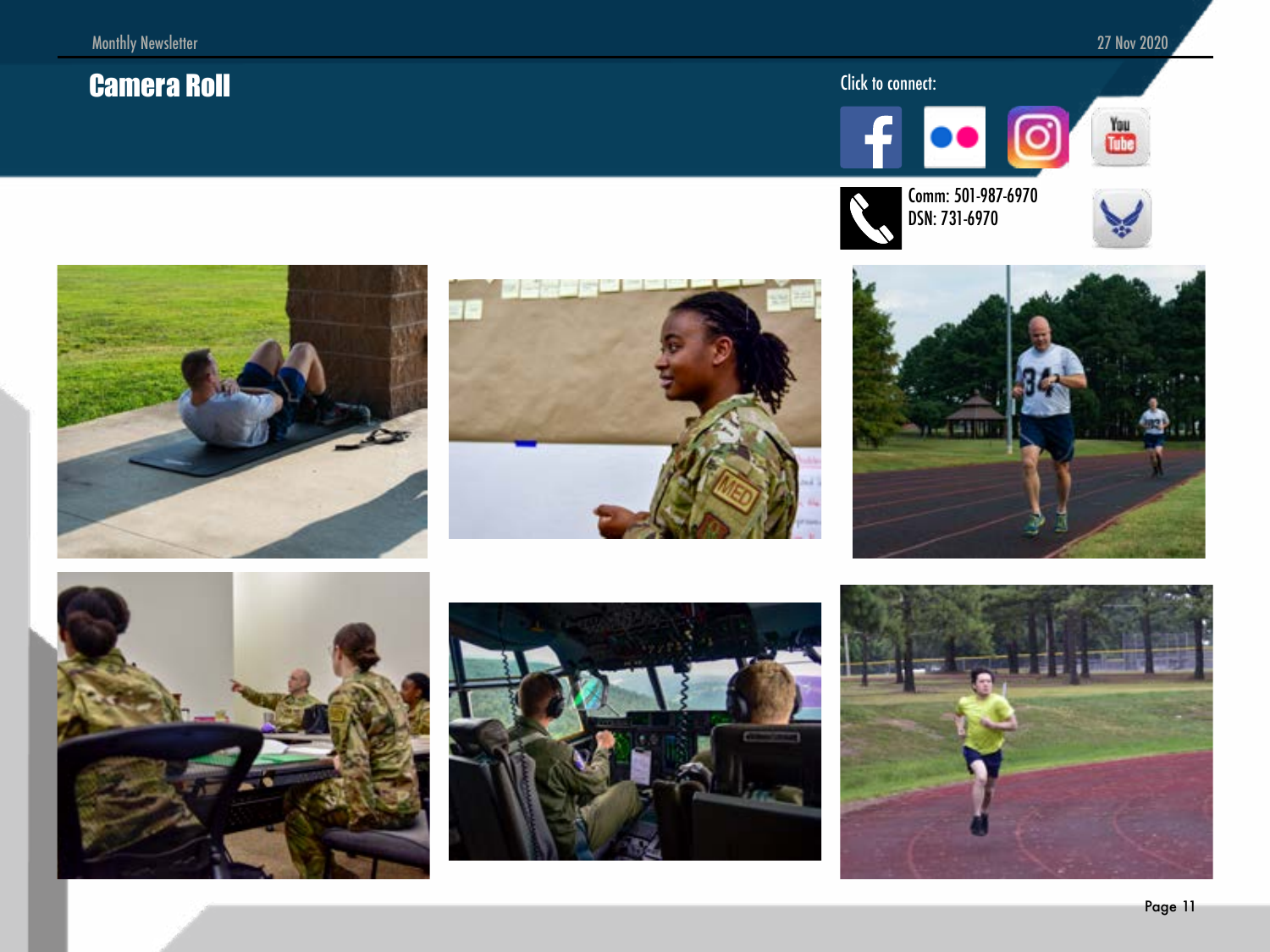# Camera Roll

Click to connect:

Comm: 501-987-6970
DSN: 731-6970